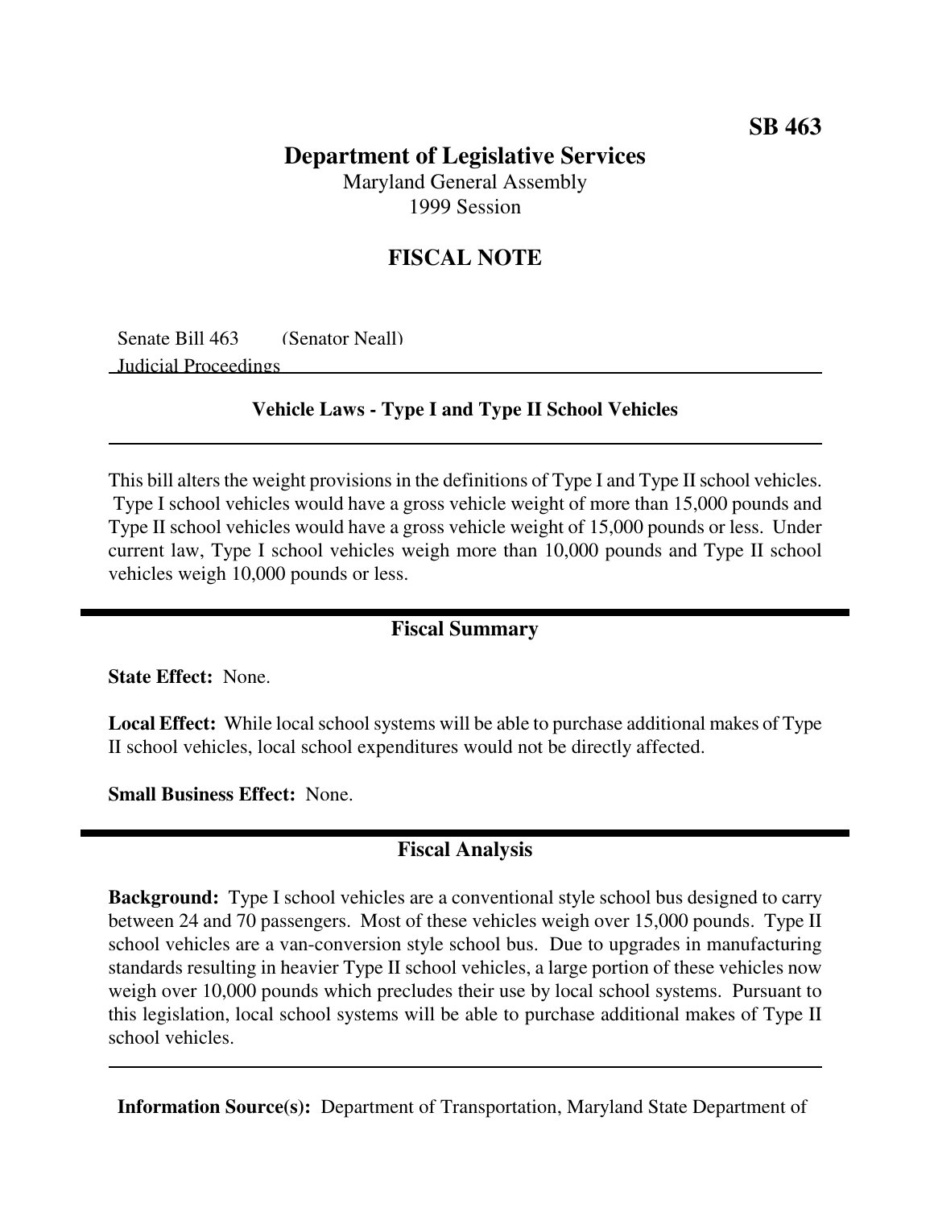**SB 463**

# Department of Legislative Services

Maryland General Assembly
1999 Session

## FISCAL NOTE

Senate Bill 463 (Senator Neall)
Judicial Proceedings

**Vehicle Laws - Type I and Type II School Vehicles**

This bill alters the weight provisions in the definitions of Type I and Type II school vehicles. Type I school vehicles would have a gross vehicle weight of more than 15,000 pounds and Type II school vehicles would have a gross vehicle weight of 15,000 pounds or less. Under current law, Type I school vehicles weigh more than 10,000 pounds and Type II school vehicles weigh 10,000 pounds or less.

## Fiscal Summary

**State Effect:** None.

**Local Effect:** While local school systems will be able to purchase additional makes of Type II school vehicles, local school expenditures would not be directly affected.

**Small Business Effect:** None.

## Fiscal Analysis

**Background:** Type I school vehicles are a conventional style school bus designed to carry between 24 and 70 passengers. Most of these vehicles weigh over 15,000 pounds. Type II school vehicles are a van-conversion style school bus. Due to upgrades in manufacturing standards resulting in heavier Type II school vehicles, a large portion of these vehicles now weigh over 10,000 pounds which precludes their use by local school systems. Pursuant to this legislation, local school systems will be able to purchase additional makes of Type II school vehicles.

**Information Source(s):** Department of Transportation, Maryland State Department of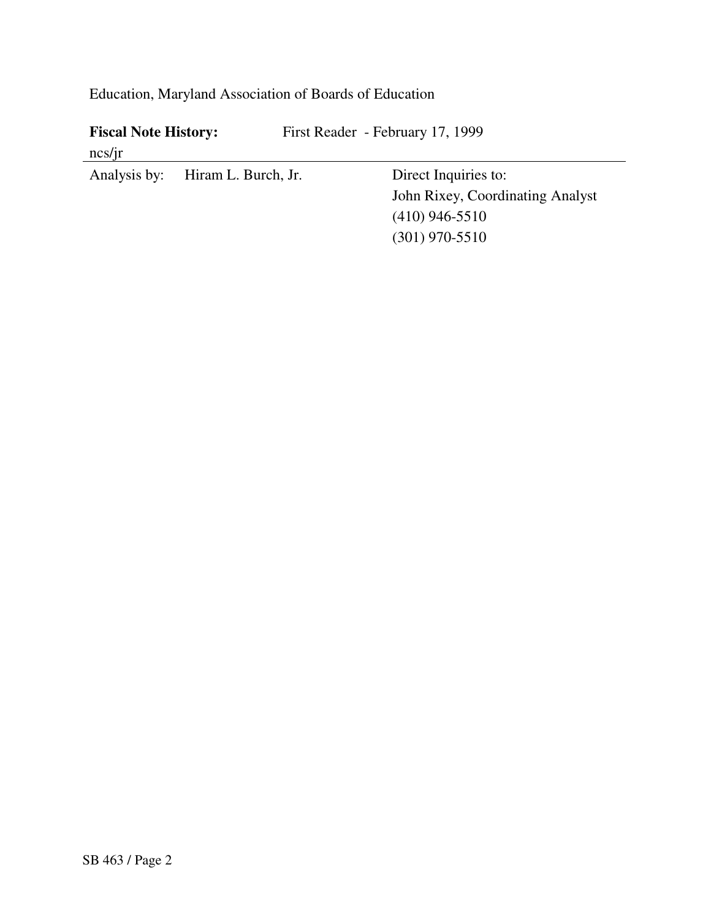Education, Maryland Association of Boards of Education

**Fiscal Note History:** First Reader - February 17, 1999

ncs/jr

Analysis by: Hiram L. Burch, Jr.

Direct Inquiries to:
John Rixey, Coordinating Analyst
(410) 946-5510
(301) 970-5510